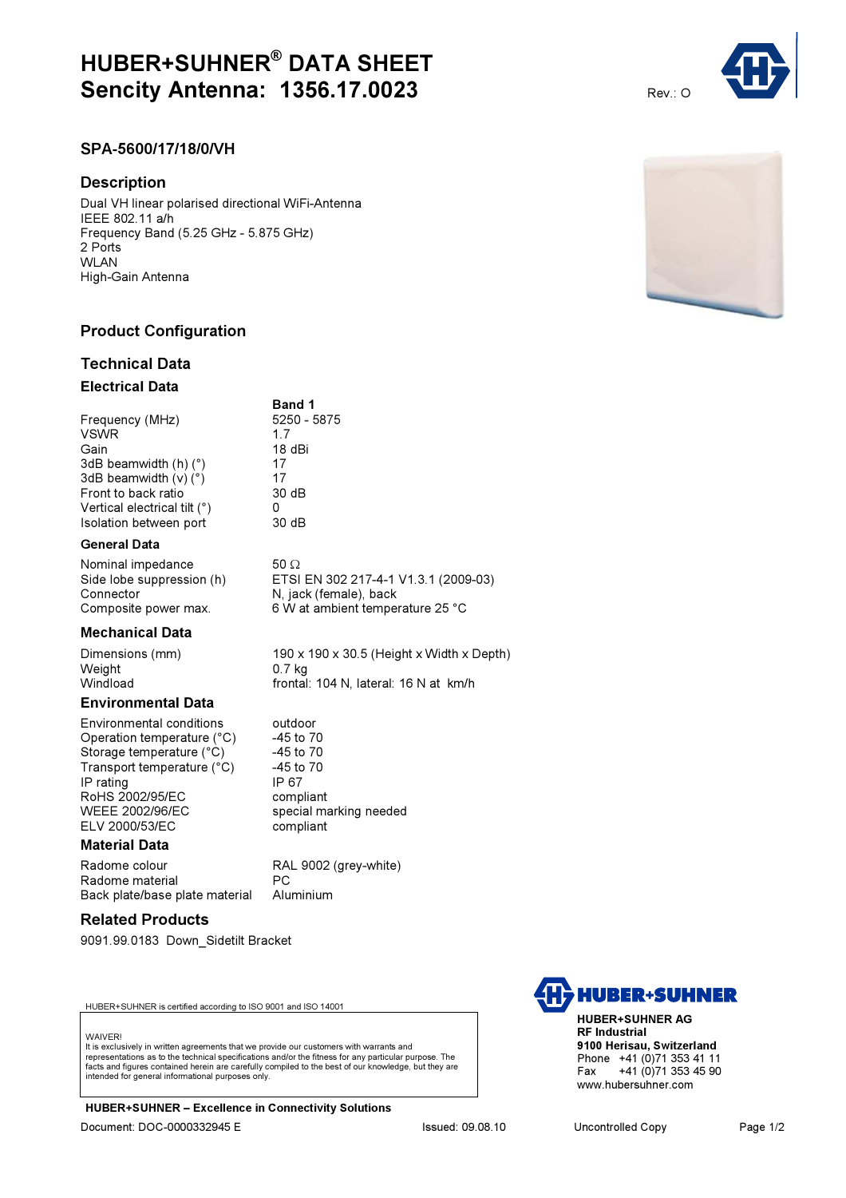# HUBER+SUHNER® DATA SHEET
# Sencity Antenna: 1356.17.0023

Rev.: O

## SPA-5600/17/18/0/VH

## Description

Dual VH linear polarised directional WiFi-Antenna
IEEE 802.11 a/h
Frequency Band (5.25 GHz - 5.875 GHz)
2 Ports
WLAN
High-Gain Antenna

## Product Configuration

## Technical Data

### Electrical Data

| | **Band 1** |
|---|---|
| Frequency (MHz) | 5250 - 5875 |
| VSWR | 1.7 |
| Gain | 18 dBi |
| 3dB beamwidth (h) (°) | 17 |
| 3dB beamwidth (v) (°) | 17 |
| Front to back ratio | 30 dB |
| Vertical electrical tilt (°) | 0 |
| Isolation between port | 30 dB |

### General Data

| | |
|---|---|
| Nominal impedance | 50 Ω |
| Side lobe suppression (h) | ETSI EN 302 217-4-1 V1.3.1 (2009-03) |
| Connector | N, jack (female), back |
| Composite power max. | 6 W at ambient temperature 25 °C |

### Mechanical Data

| | |
|---|---|
| Dimensions (mm) | 190 x 190 x 30.5 (Height x Width x Depth) |
| Weight | 0.7 kg |
| Windload | frontal: 104 N, lateral: 16 N at km/h |

### Environmental Data

| | |
|---|---|
| Environmental conditions | outdoor |
| Operation temperature (°C) | -45 to 70 |
| Storage temperature (°C) | -45 to 70 |
| Transport temperature (°C) | -45 to 70 |
| IP rating | IP 67 |
| RoHS 2002/95/EC | compliant |
| WEEE 2002/96/EC | special marking needed |
| ELV 2000/53/EC | compliant |

### Material Data

| | |
|---|---|
| Radome colour | RAL 9002 (grey-white) |
| Radome material | PC |
| Back plate/base plate material | Aluminium |

## Related Products

9091.99.0183 Down_Sidetilt Bracket

HUBER+SUHNER is certified according to ISO 9001 and ISO 14001

WAIVER!
It is exclusively in written agreements that we provide our customers with warrants and representations as to the technical specifications and/or the fitness for any particular purpose. The facts and figures contained herein are carefully compiled to the best of our knowledge, but they are intended for general informational purposes only.

**HUBER+SUHNER – Excellence in Connectivity Solutions**

**HUBER+SUHNER AG**
**RF Industrial**
**9100 Herisau, Switzerland**
Phone +41 (0)71 353 41 11
Fax +41 (0)71 353 45 90
www.hubersuhner.com

Document: DOC-0000332945 E    Issued: 09.08.10    Uncontrolled Copy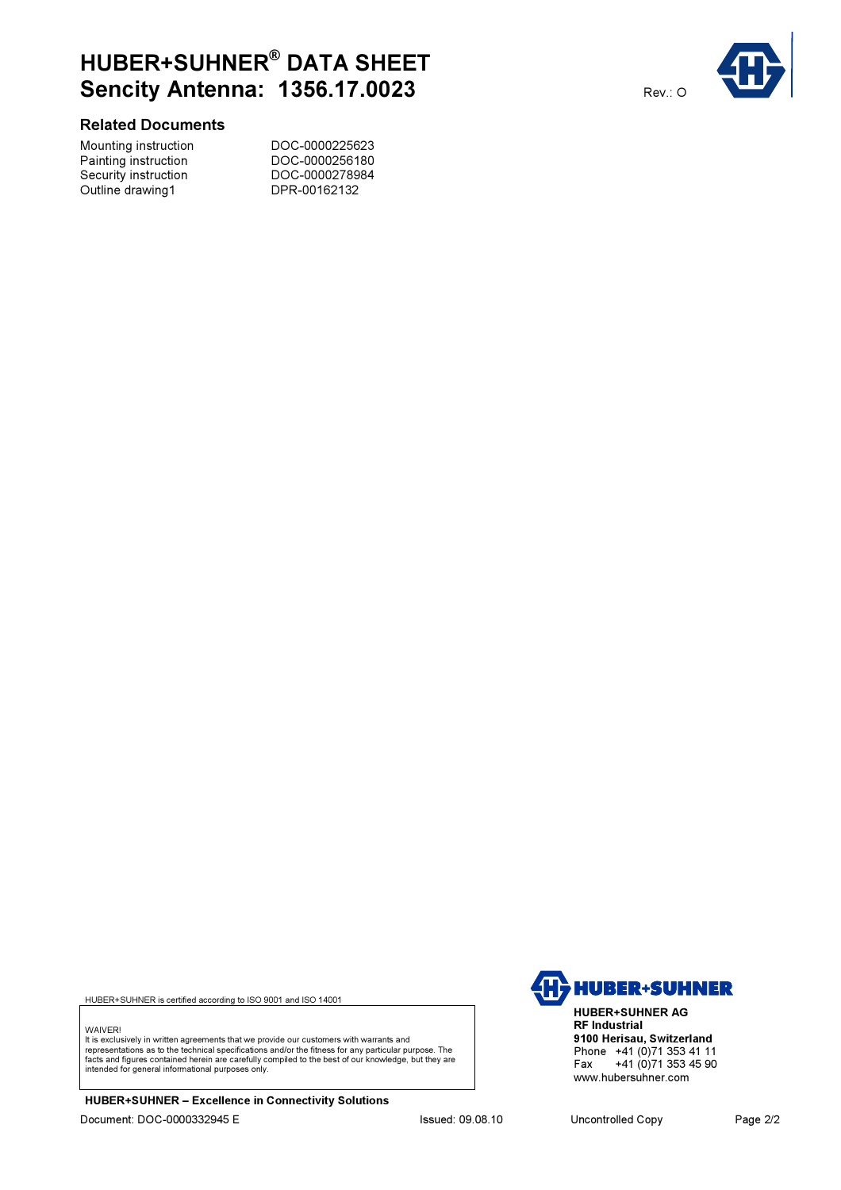## Related Documents

| | |
|---|---|
| Mounting instruction | DOC-0000225623 |
| Painting instruction | DOC-0000256180 |
| Security instruction | DOC-0000278984 |
| Outline drawing1 | DPR-00162132 |

HUBER+SUHNER is certified according to ISO 9001 and ISO 14001

WAIVER!
It is exclusively in written agreements that we provide our customers with warrants and representations as to the technical specifications and/or the fitness for any particular purpose. The facts and figures contained herein are carefully compiled to the best of our knowledge, but they are intended for general informational purposes only.

**HUBER+SUHNER – Excellence in Connectivity Solutions**

**HUBER+SUHNER AG**
**RF Industrial**
**9100 Herisau, Switzerland**
Phone +41 (0)71 353 41 11
Fax +41 (0)71 353 45 90
www.hubersuhner.com

Document: DOC-0000332945 E    Issued: 09.08.10    Uncontrolled Copy